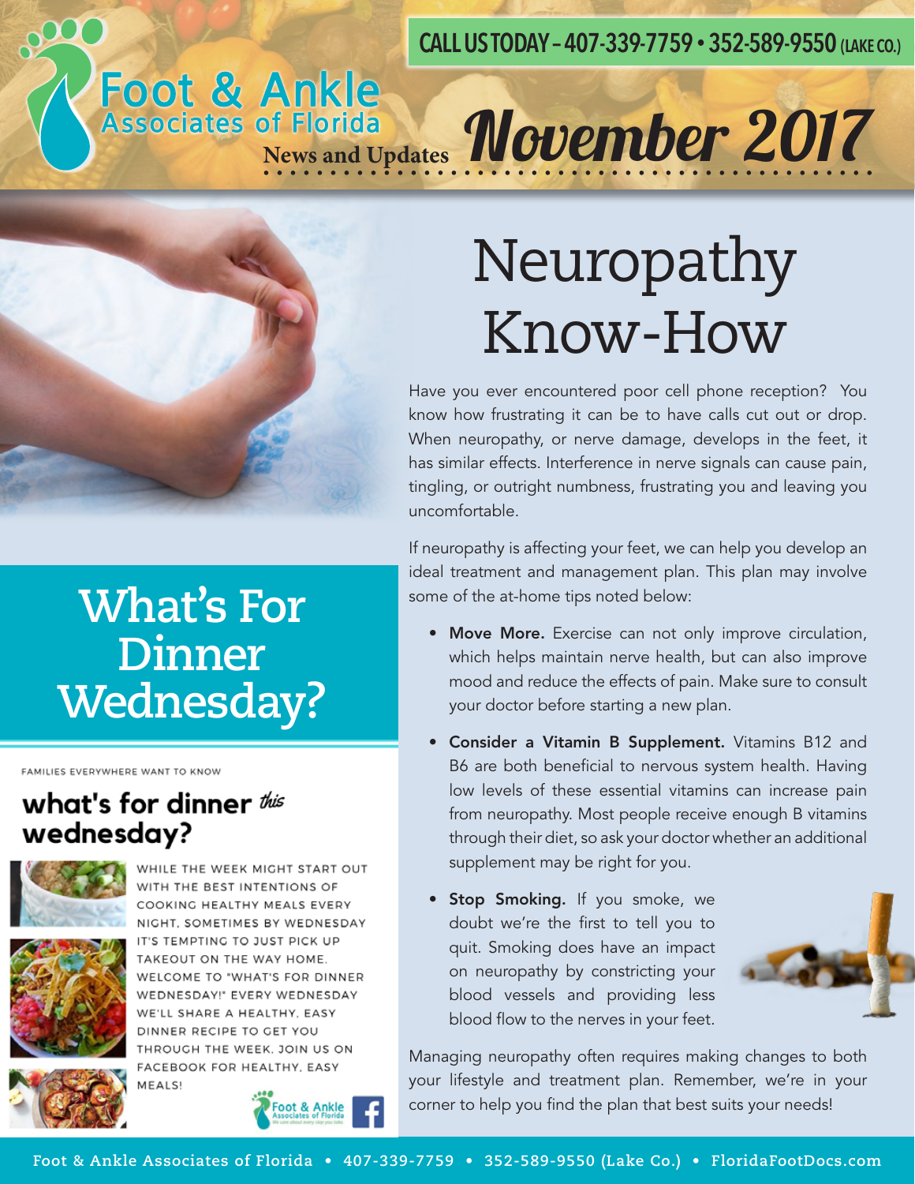CALL US TODAY – 407-339-7759 • 352-589-9550 (LAKE CO.)

**Foot & Ankle Associates of Florida**

News and Updates **November 2017**

# Neuropathy Know-How

Have you ever encountered poor cell phone reception? You know how frustrating it can be to have calls cut out or drop. When neuropathy, or nerve damage, develops in the feet, it has similar effects. Interference in nerve signals can cause pain, tingling, or outright numbness, frustrating you and leaving you uncomfortable.

If neuropathy is affecting your feet, we can help you develop an ideal treatment and management plan. This plan may involve some of the at-home tips noted below:

- **Move More.** Exercise can not only improve circulation, which helps maintain nerve health, but can also improve mood and reduce the effects of pain. Make sure to consult your doctor before starting a new plan.
- **Consider a Vitamin B Supplement.** Vitamins B12 and B6 are both beneficial to nervous system health. Having low levels of these essential vitamins can increase pain from neuropathy. Most people receive enough B vitamins through their diet, so ask your doctor whether an additional supplement may be right for you.
- **Stop Smoking.** If you smoke, we doubt we're the first to tell you to quit. Smoking does have an impact on neuropathy by constricting your blood vessels and providing less blood flow to the nerves in your feet.

Managing neuropathy often requires making changes to both your lifestyle and treatment plan. Remember, we're in your corner to help you find the plan that best suits your needs!

# What's For Dinner Wednesday?

FAMILIES EVERYWHERE WANT TO KNOW

**what's for dinner *this* wednesday?**

WHILE THE WEEK MIGHT START OUT WITH THE BEST INTENTIONS OF COOKING HEALTHY MEALS EVERY NIGHT, SOMETIMES BY WEDNESDAY IT'S TEMPTING TO JUST PICK UP TAKEOUT ON THE WAY HOME. WELCOME TO "WHAT'S FOR DINNER WEDNESDAY!" EVERY WEDNESDAY WE'LL SHARE A HEALTHY, EASY DINNER RECIPE TO GET YOU THROUGH THE WEEK. JOIN US ON FACEBOOK FOR HEALTHY, EASY MEALS!

Foot & Ankle Associates of Florida • 407-339-7759 • 352-589-9550 (Lake Co.) • FloridaFootDocs.com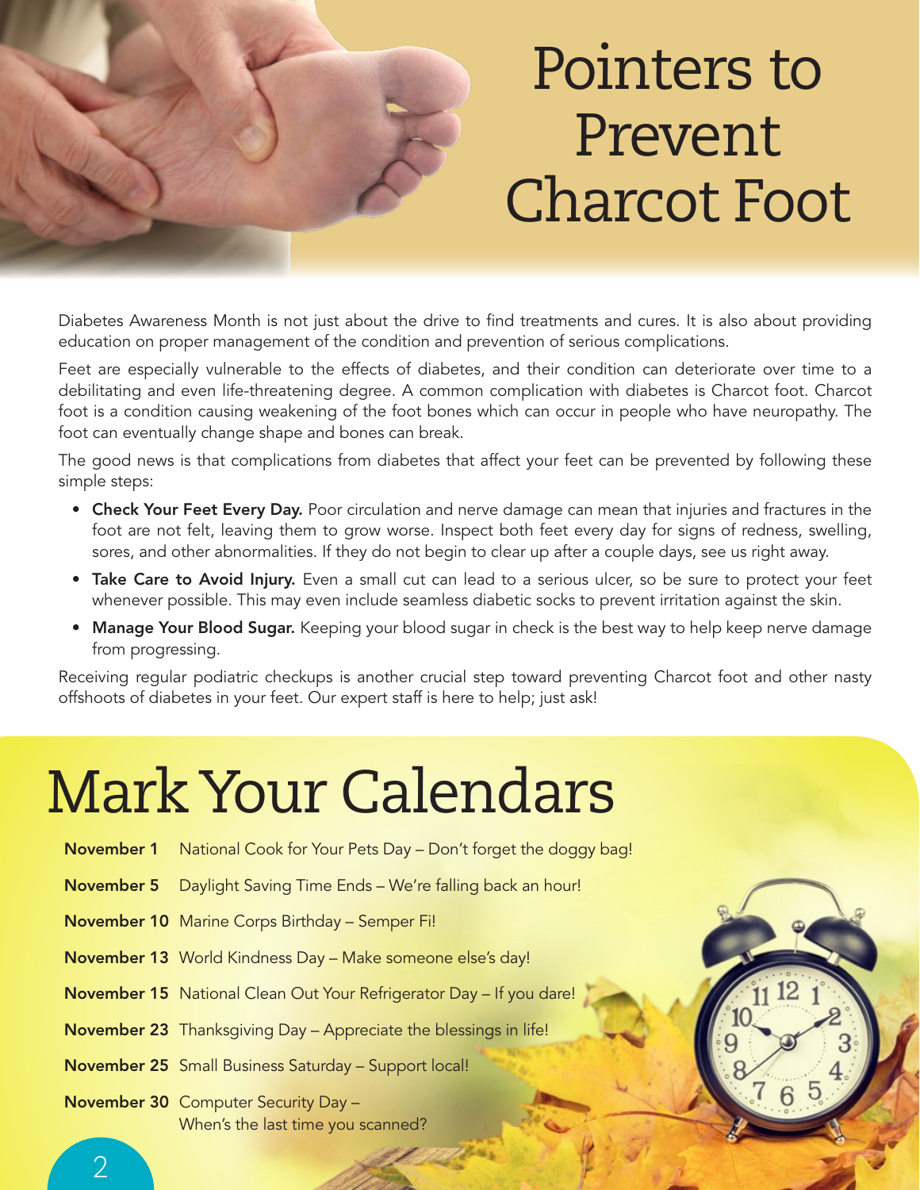# Pointers to Prevent Charcot Foot

Diabetes Awareness Month is not just about the drive to find treatments and cures. It is also about providing education on proper management of the condition and prevention of serious complications.

Feet are especially vulnerable to the effects of diabetes, and their condition can deteriorate over time to a debilitating and even life-threatening degree. A common complication with diabetes is Charcot foot. Charcot foot is a condition causing weakening of the foot bones which can occur in people who have neuropathy. The foot can eventually change shape and bones can break.

The good news is that complications from diabetes that affect your feet can be prevented by following these simple steps:

- **Check Your Feet Every Day.** Poor circulation and nerve damage can mean that injuries and fractures in the foot are not felt, leaving them to grow worse. Inspect both feet every day for signs of redness, swelling, sores, and other abnormalities. If they do not begin to clear up after a couple days, see us right away.
- **Take Care to Avoid Injury.** Even a small cut can lead to a serious ulcer, so be sure to protect your feet whenever possible. This may even include seamless diabetic socks to prevent irritation against the skin.
- **Manage Your Blood Sugar.** Keeping your blood sugar in check is the best way to help keep nerve damage from progressing.

Receiving regular podiatric checkups is another crucial step toward preventing Charcot foot and other nasty offshoots of diabetes in your feet. Our expert staff is here to help; just ask!

# Mark Your Calendars

**November 1** National Cook for Your Pets Day – Don't forget the doggy bag!

**November 5** Daylight Saving Time Ends – We're falling back an hour!

**November 10** Marine Corps Birthday – Semper Fi!

**November 13** World Kindness Day – Make someone else's day!

**November 15** National Clean Out Your Refrigerator Day – If you dare!

**November 23** Thanksgiving Day – Appreciate the blessings in life!

**November 25** Small Business Saturday – Support local!

**November 30** Computer Security Day – When's the last time you scanned?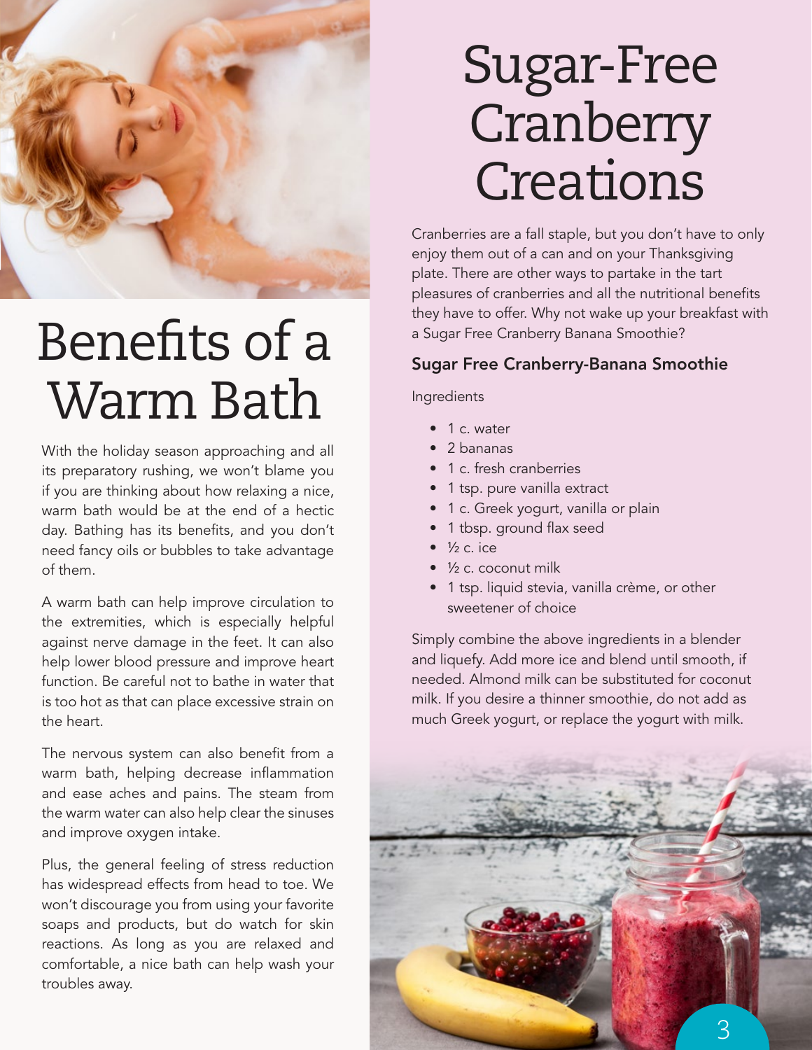# Benefits of a Warm Bath

With the holiday season approaching and all its preparatory rushing, we won't blame you if you are thinking about how relaxing a nice, warm bath would be at the end of a hectic day. Bathing has its benefits, and you don't need fancy oils or bubbles to take advantage of them.

A warm bath can help improve circulation to the extremities, which is especially helpful against nerve damage in the feet. It can also help lower blood pressure and improve heart function. Be careful not to bathe in water that is too hot as that can place excessive strain on the heart.

The nervous system can also benefit from a warm bath, helping decrease inflammation and ease aches and pains. The steam from the warm water can also help clear the sinuses and improve oxygen intake.

Plus, the general feeling of stress reduction has widespread effects from head to toe. We won't discourage you from using your favorite soaps and products, but do watch for skin reactions. As long as you are relaxed and comfortable, a nice bath can help wash your troubles away.

# Sugar-Free Cranberry Creations

Cranberries are a fall staple, but you don't have to only enjoy them out of a can and on your Thanksgiving plate. There are other ways to partake in the tart pleasures of cranberries and all the nutritional benefits they have to offer. Why not wake up your breakfast with a Sugar Free Cranberry Banana Smoothie?

## Sugar Free Cranberry-Banana Smoothie

Ingredients

- 1 c. water
- 2 bananas
- 1 c. fresh cranberries
- 1 tsp. pure vanilla extract
- 1 c. Greek yogurt, vanilla or plain
- 1 tbsp. ground flax seed
- ½ c. ice
- ½ c. coconut milk
- 1 tsp. liquid stevia, vanilla crème, or other sweetener of choice

Simply combine the above ingredients in a blender and liquefy. Add more ice and blend until smooth, if needed. Almond milk can be substituted for coconut milk. If you desire a thinner smoothie, do not add as much Greek yogurt, or replace the yogurt with milk.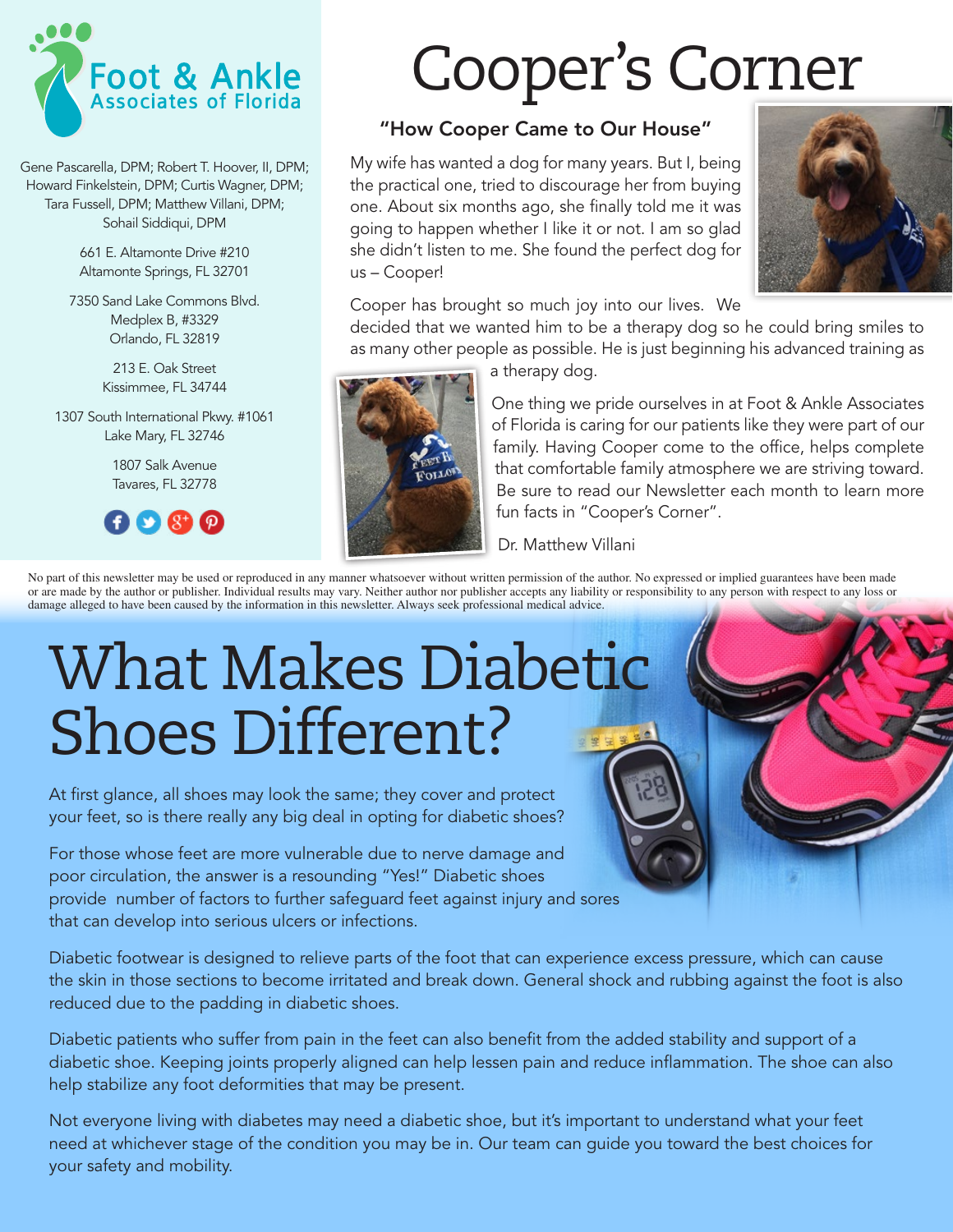# Foot & Ankle Associates of Florida

Gene Pascarella, DPM; Robert T. Hoover, II, DPM; Howard Finkelstein, DPM; Curtis Wagner, DPM; Tara Fussell, DPM; Matthew Villani, DPM; Sohail Siddiqui, DPM

661 E. Altamonte Drive #210
Altamonte Springs, FL 32701

7350 Sand Lake Commons Blvd.
Medplex B, #3329
Orlando, FL 32819

213 E. Oak Street
Kissimmee, FL 34744

1307 South International Pkwy. #1061
Lake Mary, FL 32746

1807 Salk Avenue
Tavares, FL 32778

# Cooper's Corner

### "How Cooper Came to Our House"

My wife has wanted a dog for many years. But I, being the practical one, tried to discourage her from buying one. About six months ago, she finally told me it was going to happen whether I like it or not. I am so glad she didn't listen to me. She found the perfect dog for us – Cooper!

Cooper has brought so much joy into our lives. We decided that we wanted him to be a therapy dog so he could bring smiles to as many other people as possible. He is just beginning his advanced training as a therapy dog.

One thing we pride ourselves in at Foot & Ankle Associates of Florida is caring for our patients like they were part of our family. Having Cooper come to the office, helps complete that comfortable family atmosphere we are striving toward. Be sure to read our Newsletter each month to learn more fun facts in "Cooper's Corner".

Dr. Matthew Villani

No part of this newsletter may be used or reproduced in any manner whatsoever without written permission of the author. No expressed or implied guarantees have been made or are made by the author or publisher. Individual results may vary. Neither author nor publisher accepts any liability or responsibility to any person with respect to any loss or damage alleged to have been caused by the information in this newsletter. Always seek professional medical advice.

# What Makes Diabetic Shoes Different?

At first glance, all shoes may look the same; they cover and protect your feet, so is there really any big deal in opting for diabetic shoes?

For those whose feet are more vulnerable due to nerve damage and poor circulation, the answer is a resounding "Yes!" Diabetic shoes provide number of factors to further safeguard feet against injury and sores that can develop into serious ulcers or infections.

Diabetic footwear is designed to relieve parts of the foot that can experience excess pressure, which can cause the skin in those sections to become irritated and break down. General shock and rubbing against the foot is also reduced due to the padding in diabetic shoes.

Diabetic patients who suffer from pain in the feet can also benefit from the added stability and support of a diabetic shoe. Keeping joints properly aligned can help lessen pain and reduce inflammation. The shoe can also help stabilize any foot deformities that may be present.

Not everyone living with diabetes may need a diabetic shoe, but it's important to understand what your feet need at whichever stage of the condition you may be in. Our team can guide you toward the best choices for your safety and mobility.